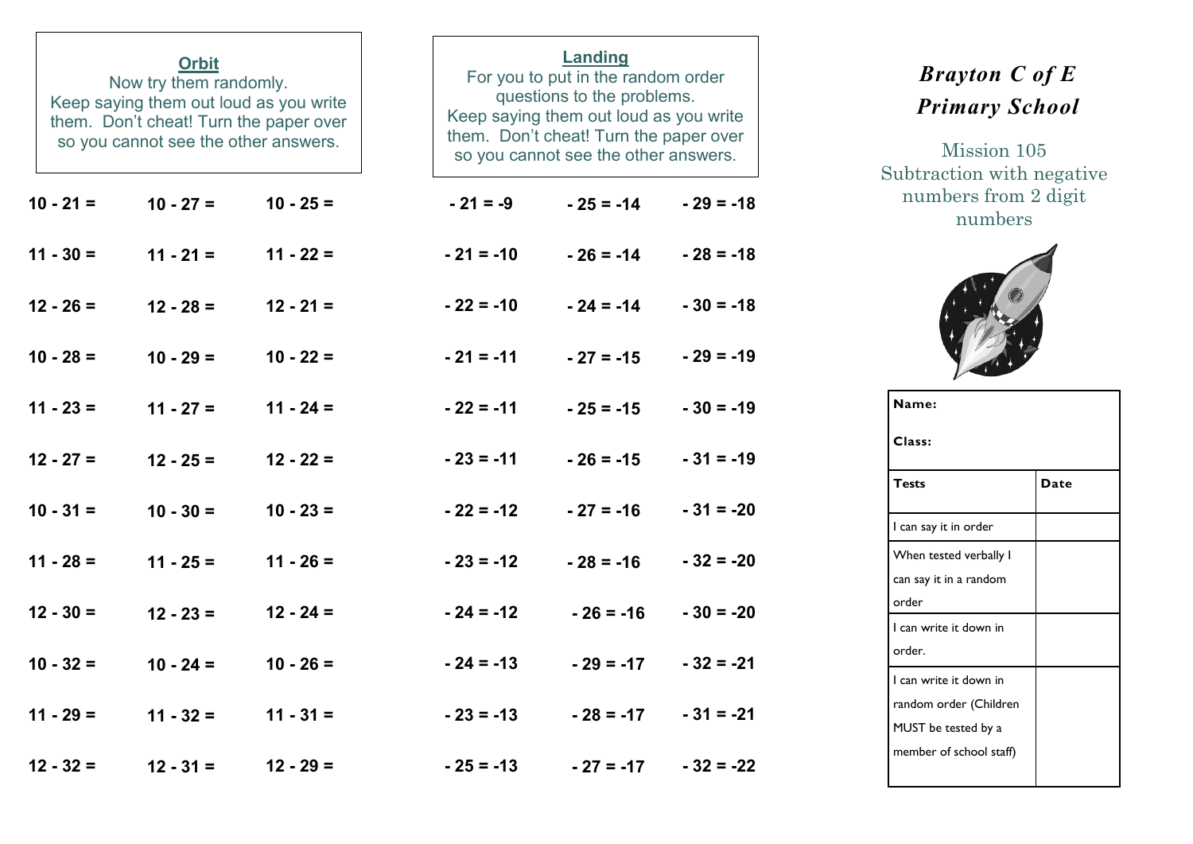**Orbit**

Now try them randomly.
Keep saying them out loud as you write them. Don't cheat! Turn the paper over so you cannot see the other answers.

| | | |
|---|---|---|
| 10 - 21 = | 10 - 27 = | 10 - 25 = |
| 11 - 30 = | 11 - 21 = | 11 - 22 = |
| 12 - 26 = | 12 - 28 = | 12 - 21 = |
| 10 - 28 = | 10 - 29 = | 10 - 22 = |
| 11 - 23 = | 11 - 27 = | 11 - 24 = |
| 12 - 27 = | 12 - 25 = | 12 - 22 = |
| 10 - 31 = | 10 - 30 = | 10 - 23 = |
| 11 - 28 = | 11 - 25 = | 11 - 26 = |
| 12 - 30 = | 12 - 23 = | 12 - 24 = |
| 10 - 32 = | 10 - 24 = | 10 - 26 = |
| 11 - 29 = | 11 - 32 = | 11 - 31 = |
| 12 - 32 = | 12 - 31 = | 12 - 29 = |

**Landing**

For you to put in the random order questions to the problems.
Keep saying them out loud as you write them. Don't cheat! Turn the paper over so you cannot see the other answers.

| | | |
|---|---|---|
| - 21 = -9 | - 25 = -14 | - 29 = -18 |
| - 21 = -10 | - 26 = -14 | - 28 = -18 |
| - 22 = -10 | - 24 = -14 | - 30 = -18 |
| - 21 = -11 | - 27 = -15 | - 29 = -19 |
| - 22 = -11 | - 25 = -15 | - 30 = -19 |
| - 23 = -11 | - 26 = -15 | - 31 = -19 |
| - 22 = -12 | - 27 = -16 | - 31 = -20 |
| - 23 = -12 | - 28 = -16 | - 32 = -20 |
| - 24 = -12 | - 26 = -16 | - 30 = -20 |
| - 24 = -13 | - 29 = -17 | - 32 = -21 |
| - 23 = -13 | - 28 = -17 | - 31 = -21 |
| - 25 = -13 | - 27 = -17 | - 32 = -22 |

# *Brayton C of E Primary School*

## Mission 105
## Subtraction with negative numbers from 2 digit numbers

**Name:**

**Class:**

| **Tests** | **Date** |
|---|---|
| I can say it in order | |
| When tested verbally I can say it in a random order | |
| I can write it down in order. | |
| I can write it down in random order (Children MUST be tested by a member of school staff) | |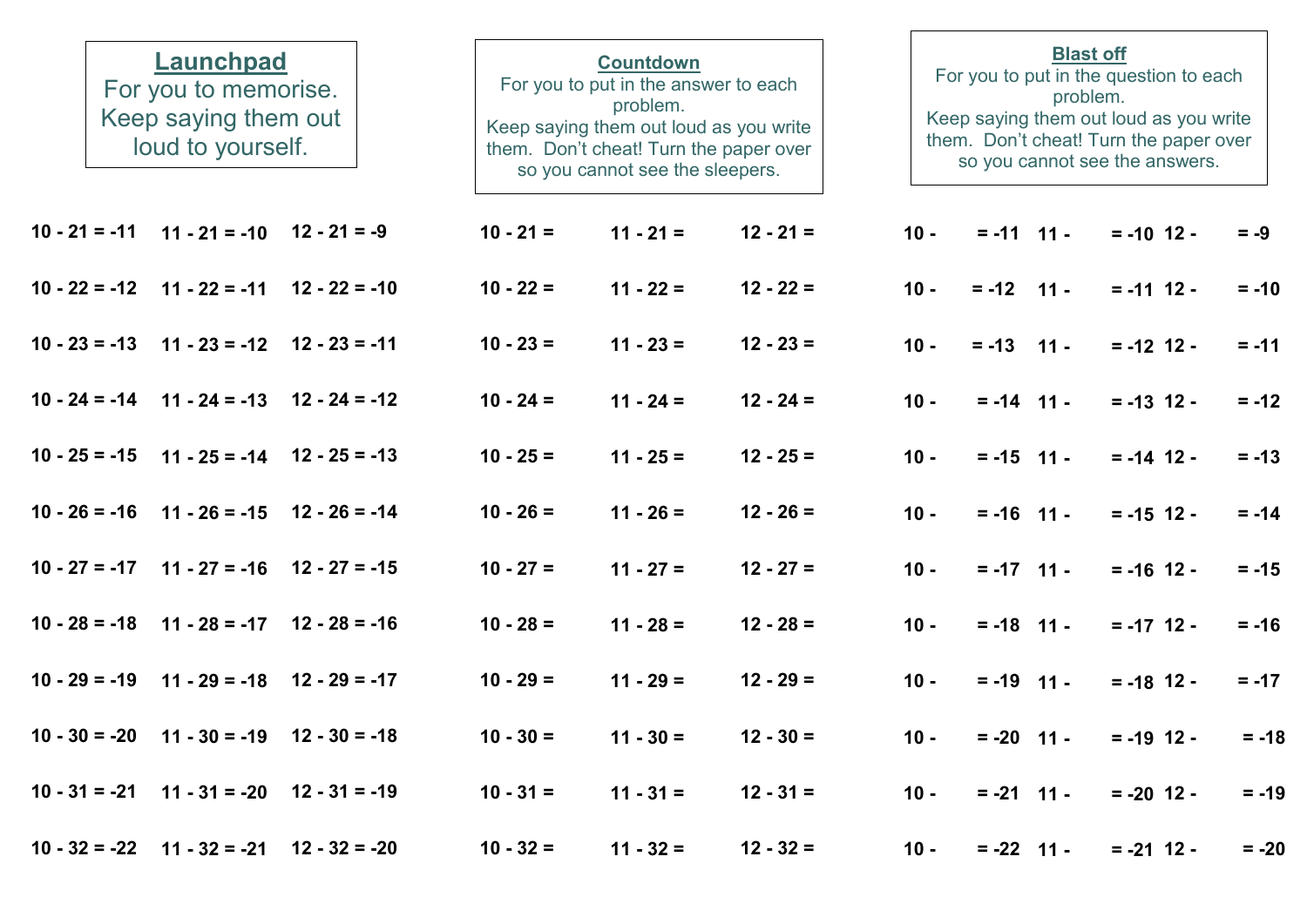**Launchpad**

For you to memorise. Keep saying them out loud to yourself.

**Countdown**

For you to put in the answer to each problem. Keep saying them out loud as you write them. Don't cheat! Turn the paper over so you cannot see the sleepers.

**Blast off**

For you to put in the question to each problem. Keep saying them out loud as you write them. Don't cheat! Turn the paper over so you cannot see the answers.

| | | | | | | | | |
|---|---|---|---|---|---|---|---|---|
| 10 - 21 = -11 | 11 - 21 = -10 | 12 - 21 = -9 | 10 - 21 = | 11 - 21 = | 12 - 21 = | 10 - = -11 | 11 - = -10 | 12 - = -9 |
| 10 - 22 = -12 | 11 - 22 = -11 | 12 - 22 = -10 | 10 - 22 = | 11 - 22 = | 12 - 22 = | 10 - = -12 | 11 - = -11 | 12 - = -10 |
| 10 - 23 = -13 | 11 - 23 = -12 | 12 - 23 = -11 | 10 - 23 = | 11 - 23 = | 12 - 23 = | 10 - = -13 | 11 - = -12 | 12 - = -11 |
| 10 - 24 = -14 | 11 - 24 = -13 | 12 - 24 = -12 | 10 - 24 = | 11 - 24 = | 12 - 24 = | 10 - = -14 | 11 - = -13 | 12 - = -12 |
| 10 - 25 = -15 | 11 - 25 = -14 | 12 - 25 = -13 | 10 - 25 = | 11 - 25 = | 12 - 25 = | 10 - = -15 | 11 - = -14 | 12 - = -13 |
| 10 - 26 = -16 | 11 - 26 = -15 | 12 - 26 = -14 | 10 - 26 = | 11 - 26 = | 12 - 26 = | 10 - = -16 | 11 - = -15 | 12 - = -14 |
| 10 - 27 = -17 | 11 - 27 = -16 | 12 - 27 = -15 | 10 - 27 = | 11 - 27 = | 12 - 27 = | 10 - = -17 | 11 - = -16 | 12 - = -15 |
| 10 - 28 = -18 | 11 - 28 = -17 | 12 - 28 = -16 | 10 - 28 = | 11 - 28 = | 12 - 28 = | 10 - = -18 | 11 - = -17 | 12 - = -16 |
| 10 - 29 = -19 | 11 - 29 = -18 | 12 - 29 = -17 | 10 - 29 = | 11 - 29 = | 12 - 29 = | 10 - = -19 | 11 - = -18 | 12 - = -17 |
| 10 - 30 = -20 | 11 - 30 = -19 | 12 - 30 = -18 | 10 - 30 = | 11 - 30 = | 12 - 30 = | 10 - = -20 | 11 - = -19 | 12 - = -18 |
| 10 - 31 = -21 | 11 - 31 = -20 | 12 - 31 = -19 | 10 - 31 = | 11 - 31 = | 12 - 31 = | 10 - = -21 | 11 - = -20 | 12 - = -19 |
| 10 - 32 = -22 | 11 - 32 = -21 | 12 - 32 = -20 | 10 - 32 = | 11 - 32 = | 12 - 32 = | 10 - = -22 | 11 - = -21 | 12 - = -20 |